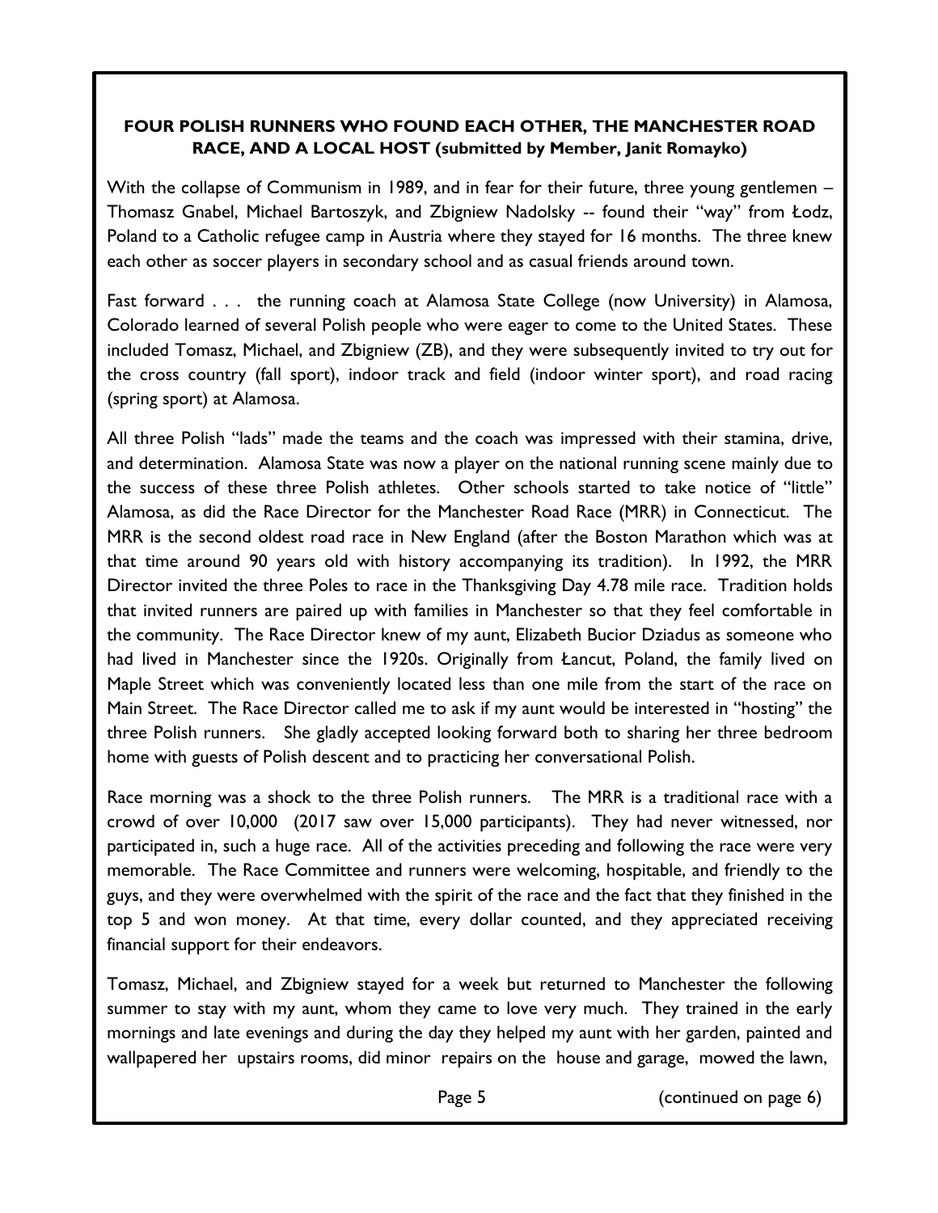**FOUR POLISH RUNNERS WHO FOUND EACH OTHER, THE MANCHESTER ROAD RACE, AND A LOCAL HOST (submitted by Member, Janit Romayko)**

With the collapse of Communism in 1989, and in fear for their future, three young gentlemen – Thomasz Gnabel, Michael Bartoszyk, and Zbigniew Nadolsky -- found their "way" from Łodz, Poland to a Catholic refugee camp in Austria where they stayed for 16 months. The three knew each other as soccer players in secondary school and as casual friends around town.

Fast forward . . . the running coach at Alamosa State College (now University) in Alamosa, Colorado learned of several Polish people who were eager to come to the United States. These included Tomasz, Michael, and Zbigniew (ZB), and they were subsequently invited to try out for the cross country (fall sport), indoor track and field (indoor winter sport), and road racing (spring sport) at Alamosa.

All three Polish "lads" made the teams and the coach was impressed with their stamina, drive, and determination. Alamosa State was now a player on the national running scene mainly due to the success of these three Polish athletes. Other schools started to take notice of "little" Alamosa, as did the Race Director for the Manchester Road Race (MRR) in Connecticut. The MRR is the second oldest road race in New England (after the Boston Marathon which was at that time around 90 years old with history accompanying its tradition). In 1992, the MRR Director invited the three Poles to race in the Thanksgiving Day 4.78 mile race. Tradition holds that invited runners are paired up with families in Manchester so that they feel comfortable in the community. The Race Director knew of my aunt, Elizabeth Bucior Dziadus as someone who had lived in Manchester since the 1920s. Originally from Łancut, Poland, the family lived on Maple Street which was conveniently located less than one mile from the start of the race on Main Street. The Race Director called me to ask if my aunt would be interested in "hosting" the three Polish runners. She gladly accepted looking forward both to sharing her three bedroom home with guests of Polish descent and to practicing her conversational Polish.

Race morning was a shock to the three Polish runners. The MRR is a traditional race with a crowd of over 10,000 (2017 saw over 15,000 participants). They had never witnessed, nor participated in, such a huge race. All of the activities preceding and following the race were very memorable. The Race Committee and runners were welcoming, hospitable, and friendly to the guys, and they were overwhelmed with the spirit of the race and the fact that they finished in the top 5 and won money. At that time, every dollar counted, and they appreciated receiving financial support for their endeavors.

Tomasz, Michael, and Zbigniew stayed for a week but returned to Manchester the following summer to stay with my aunt, whom they came to love very much. They trained in the early mornings and late evenings and during the day they helped my aunt with her garden, painted and wallpapered her upstairs rooms, did minor repairs on the house and garage, mowed the lawn,

(continued on page 6)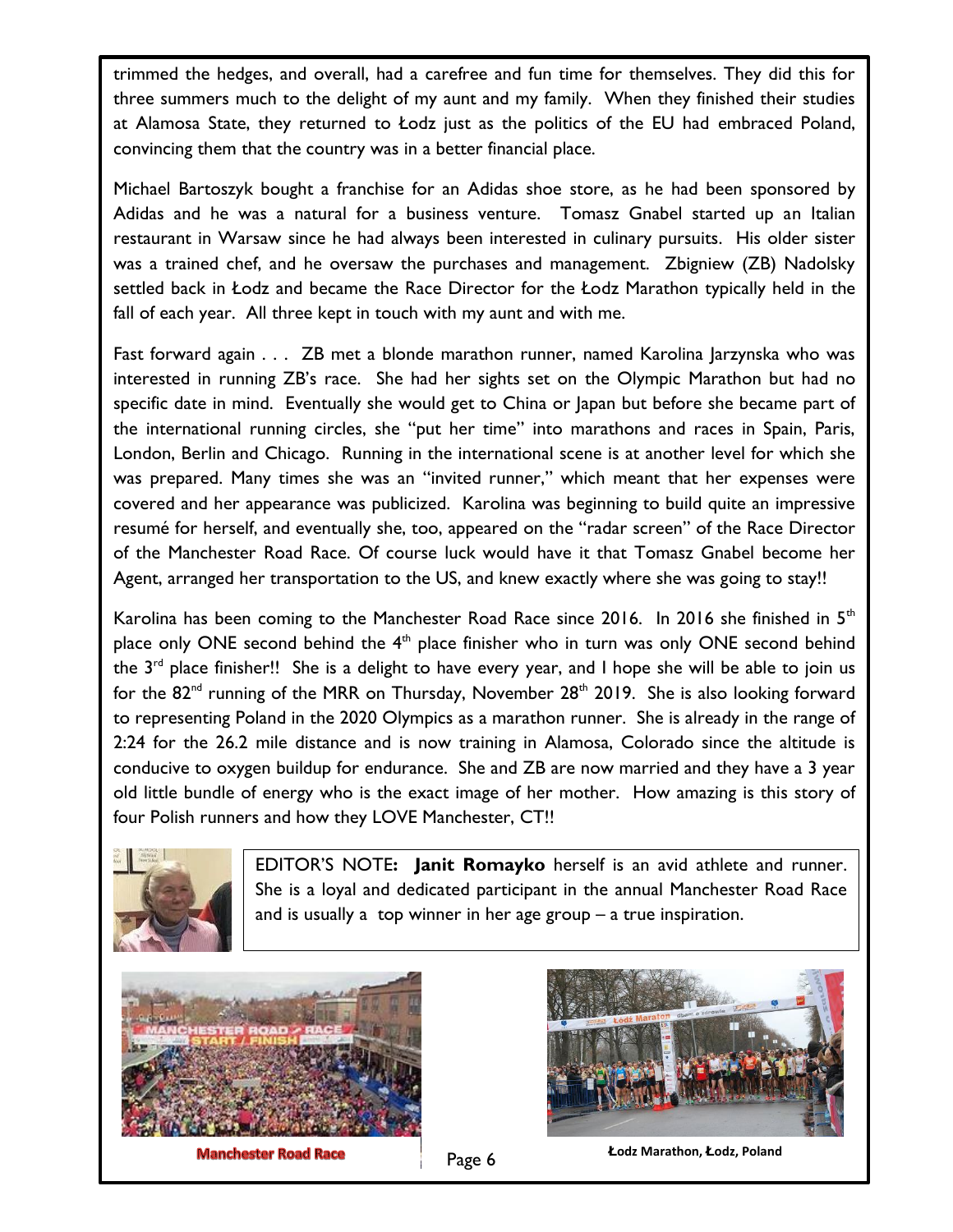trimmed the hedges, and overall, had a carefree and fun time for themselves. They did this for three summers much to the delight of my aunt and my family. When they finished their studies at Alamosa State, they returned to Łodz just as the politics of the EU had embraced Poland, convincing them that the country was in a better financial place.

Michael Bartoszyk bought a franchise for an Adidas shoe store, as he had been sponsored by Adidas and he was a natural for a business venture. Tomasz Gnabel started up an Italian restaurant in Warsaw since he had always been interested in culinary pursuits. His older sister was a trained chef, and he oversaw the purchases and management. Zbigniew (ZB) Nadolsky settled back in Łodz and became the Race Director for the Łodz Marathon typically held in the fall of each year. All three kept in touch with my aunt and with me.

Fast forward again . . . ZB met a blonde marathon runner, named Karolina Jarzynska who was interested in running ZB's race. She had her sights set on the Olympic Marathon but had no specific date in mind. Eventually she would get to China or Japan but before she became part of the international running circles, she "put her time" into marathons and races in Spain, Paris, London, Berlin and Chicago. Running in the international scene is at another level for which she was prepared. Many times she was an "invited runner," which meant that her expenses were covered and her appearance was publicized. Karolina was beginning to build quite an impressive resumé for herself, and eventually she, too, appeared on the "radar screen" of the Race Director of the Manchester Road Race. Of course luck would have it that Tomasz Gnabel become her Agent, arranged her transportation to the US, and knew exactly where she was going to stay!!

Karolina has been coming to the Manchester Road Race since 2016. In 2016 she finished in 5th place only ONE second behind the 4th place finisher who in turn was only ONE second behind the 3rd place finisher!! She is a delight to have every year, and I hope she will be able to join us for the 82nd running of the MRR on Thursday, November 28th 2019. She is also looking forward to representing Poland in the 2020 Olympics as a marathon runner. She is already in the range of 2:24 for the 26.2 mile distance and is now training in Alamosa, Colorado since the altitude is conducive to oxygen buildup for endurance. She and ZB are now married and they have a 3 year old little bundle of energy who is the exact image of her mother. How amazing is this story of four Polish runners and how they LOVE Manchester, CT!!

EDITOR'S NOTE**:** **Janit Romayko** herself is an avid athlete and runner. She is a loyal and dedicated participant in the annual Manchester Road Race and is usually a top winner in her age group – a true inspiration.

Manchester Road Race

Łodz Marathon, Łodz, Poland